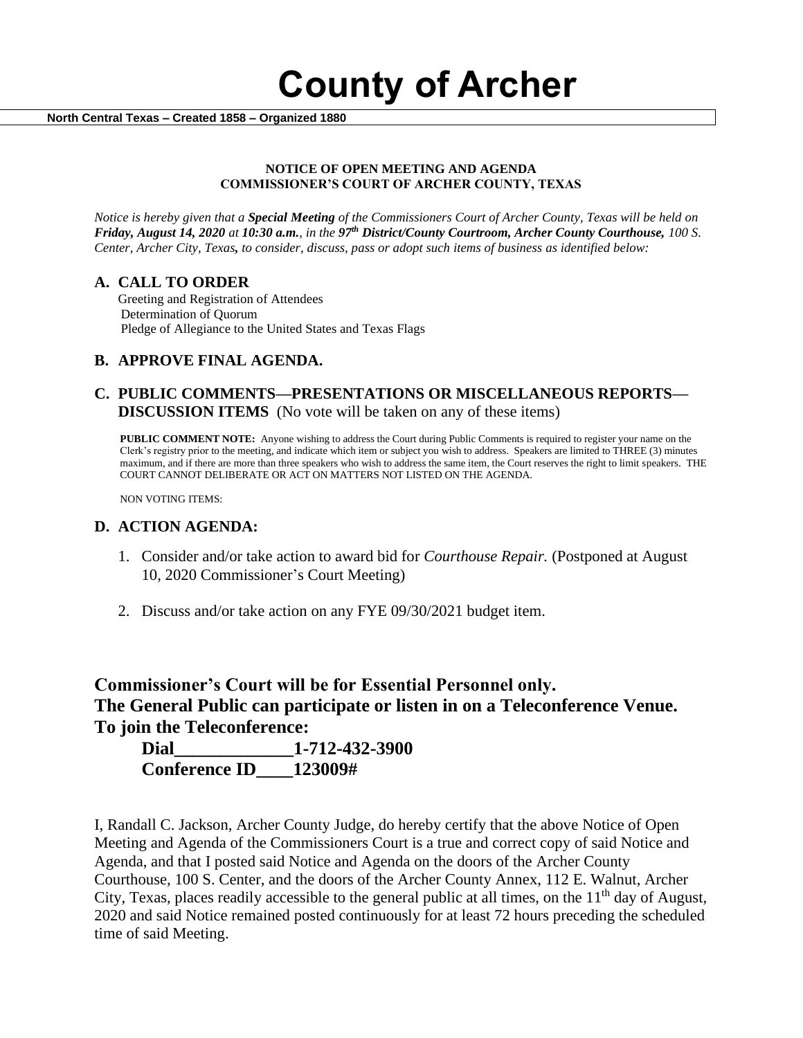# County of Archer

**North Central Texas – Created 1858 – Organized 1880**

**NOTICE OF OPEN MEETING AND AGENDA**
**COMMISSIONER'S COURT OF ARCHER COUNTY, TEXAS**

*Notice is hereby given that a **Special Meeting** of the Commissioners Court of Archer County, Texas will be held on **Friday, August 14, 2020** at **10:30 a.m.**, in the **97th District/County Courtroom, Archer County Courthouse,** 100 S. Center, Archer City, Texas, to consider, discuss, pass or adopt such items of business as identified below:*

## A. CALL TO ORDER

Greeting and Registration of Attendees
Determination of Quorum
Pledge of Allegiance to the United States and Texas Flags

## B. APPROVE FINAL AGENDA.

## C. PUBLIC COMMENTS—PRESENTATIONS OR MISCELLANEOUS REPORTS—DISCUSSION ITEMS (No vote will be taken on any of these items)

**PUBLIC COMMENT NOTE:** Anyone wishing to address the Court during Public Comments is required to register your name on the Clerk's registry prior to the meeting, and indicate which item or subject you wish to address. Speakers are limited to THREE (3) minutes maximum, and if there are more than three speakers who wish to address the same item, the Court reserves the right to limit speakers. THE COURT CANNOT DELIBERATE OR ACT ON MATTERS NOT LISTED ON THE AGENDA.

NON VOTING ITEMS:

## D. ACTION AGENDA:

1. Consider and/or take action to award bid for *Courthouse Repair.* (Postponed at August 10, 2020 Commissioner's Court Meeting)

2. Discuss and/or take action on any FYE 09/30/2021 budget item.

**Commissioner's Court will be for Essential Personnel only.**
**The General Public can participate or listen in on a Teleconference Venue.**
**To join the Teleconference:**

**Dial_____________1-712-432-3900**
**Conference ID____123009#**

I, Randall C. Jackson, Archer County Judge, do hereby certify that the above Notice of Open Meeting and Agenda of the Commissioners Court is a true and correct copy of said Notice and Agenda, and that I posted said Notice and Agenda on the doors of the Archer County Courthouse, 100 S. Center, and the doors of the Archer County Annex, 112 E. Walnut, Archer City, Texas, places readily accessible to the general public at all times, on the 11th day of August, 2020 and said Notice remained posted continuously for at least 72 hours preceding the scheduled time of said Meeting.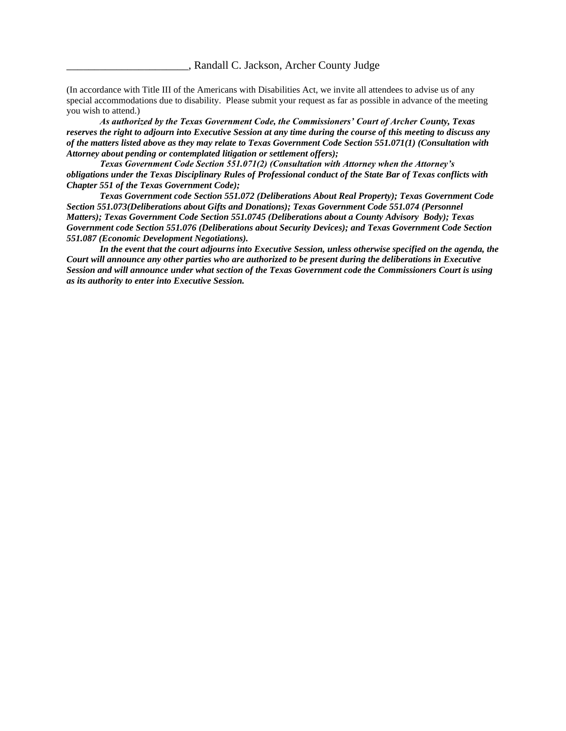_______________________, Randall C. Jackson, Archer County Judge

(In accordance with Title III of the Americans with Disabilities Act, we invite all attendees to advise us of any special accommodations due to disability. Please submit your request as far as possible in advance of the meeting you wish to attend.)

***As authorized by the Texas Government Code, the Commissioners' Court of Archer County, Texas reserves the right to adjourn into Executive Session at any time during the course of this meeting to discuss any of the matters listed above as they may relate to Texas Government Code Section 551.071(1) (Consultation with Attorney about pending or contemplated litigation or settlement offers);***

***Texas Government Code Section 551.071(2) (Consultation with Attorney when the Attorney's obligations under the Texas Disciplinary Rules of Professional conduct of the State Bar of Texas conflicts with Chapter 551 of the Texas Government Code);***

***Texas Government code Section 551.072 (Deliberations About Real Property); Texas Government Code Section 551.073(Deliberations about Gifts and Donations); Texas Government Code 551.074 (Personnel Matters); Texas Government Code Section 551.0745 (Deliberations about a County Advisory Body); Texas Government code Section 551.076 (Deliberations about Security Devices); and Texas Government Code Section 551.087 (Economic Development Negotiations).***

***In the event that the court adjourns into Executive Session, unless otherwise specified on the agenda, the Court will announce any other parties who are authorized to be present during the deliberations in Executive Session and will announce under what section of the Texas Government code the Commissioners Court is using as its authority to enter into Executive Session.***